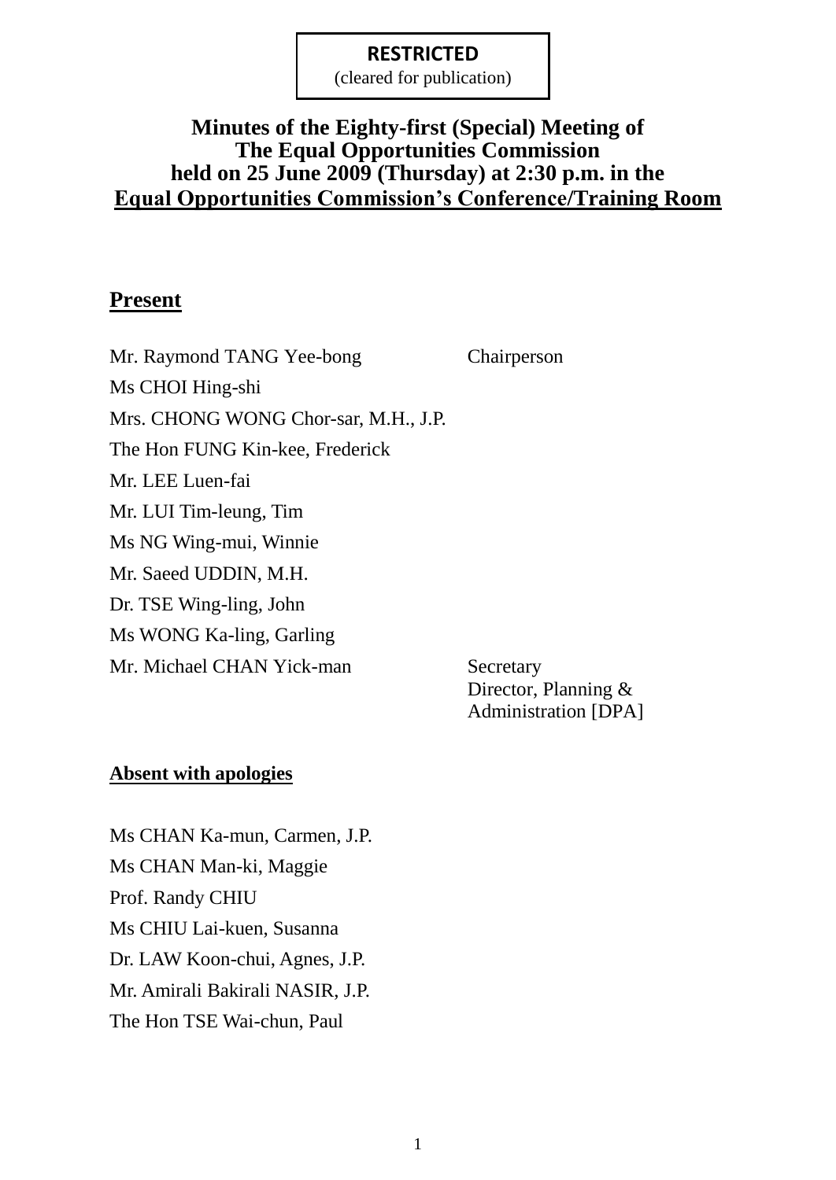**RESTRICTED**
(cleared for publication)

# Minutes of the Eighty-first (Special) Meeting of The Equal Opportunities Commission held on 25 June 2009 (Thursday) at 2:30 p.m. in the Equal Opportunities Commission's Conference/Training Room

## Present

| | |
|---|---|
| Mr. Raymond TANG Yee-bong | Chairperson |
| Ms CHOI Hing-shi | |
| Mrs. CHONG WONG Chor-sar, M.H., J.P. | |
| The Hon FUNG Kin-kee, Frederick | |
| Mr. LEE Luen-fai | |
| Mr. LUI Tim-leung, Tim | |
| Ms NG Wing-mui, Winnie | |
| Mr. Saeed UDDIN, M.H. | |
| Dr. TSE Wing-ling, John | |
| Ms WONG Ka-ling, Garling | |
| Mr. Michael CHAN Yick-man | Secretary<br>Director, Planning & Administration [DPA] |

**Absent with apologies**

Ms CHAN Ka-mun, Carmen, J.P.
Ms CHAN Man-ki, Maggie
Prof. Randy CHIU
Ms CHIU Lai-kuen, Susanna
Dr. LAW Koon-chui, Agnes, J.P.
Mr. Amirali Bakirali NASIR, J.P.
The Hon TSE Wai-chun, Paul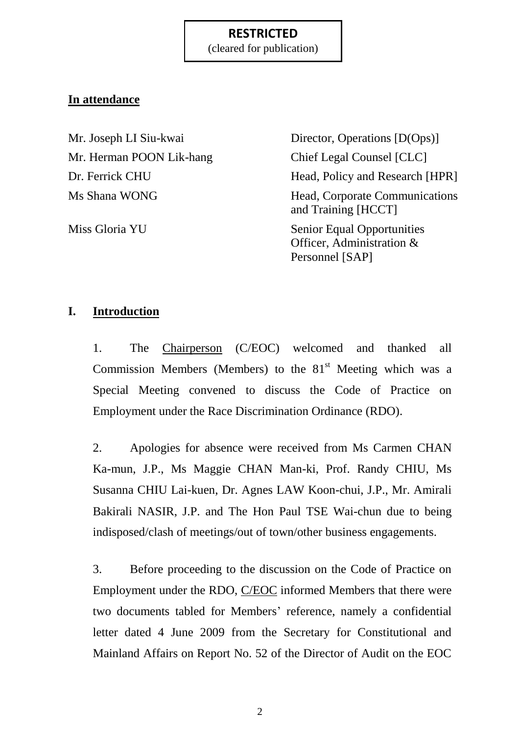**RESTRICTED**
(cleared for publication)

## In attendance

| | |
|---|---|
| Mr. Joseph LI Siu-kwai | Director, Operations [D(Ops)] |
| Mr. Herman POON Lik-hang | Chief Legal Counsel [CLC] |
| Dr. Ferrick CHU | Head, Policy and Research [HPR] |
| Ms Shana WONG | Head, Corporate Communications and Training [HCCT] |
| Miss Gloria YU | Senior Equal Opportunities Officer, Administration & Personnel [SAP] |

## I. Introduction

1. The Chairperson (C/EOC) welcomed and thanked all Commission Members (Members) to the 81st Meeting which was a Special Meeting convened to discuss the Code of Practice on Employment under the Race Discrimination Ordinance (RDO).

2. Apologies for absence were received from Ms Carmen CHAN Ka-mun, J.P., Ms Maggie CHAN Man-ki, Prof. Randy CHIU, Ms Susanna CHIU Lai-kuen, Dr. Agnes LAW Koon-chui, J.P., Mr. Amirali Bakirali NASIR, J.P. and The Hon Paul TSE Wai-chun due to being indisposed/clash of meetings/out of town/other business engagements.

3. Before proceeding to the discussion on the Code of Practice on Employment under the RDO, C/EOC informed Members that there were two documents tabled for Members' reference, namely a confidential letter dated 4 June 2009 from the Secretary for Constitutional and Mainland Affairs on Report No. 52 of the Director of Audit on the EOC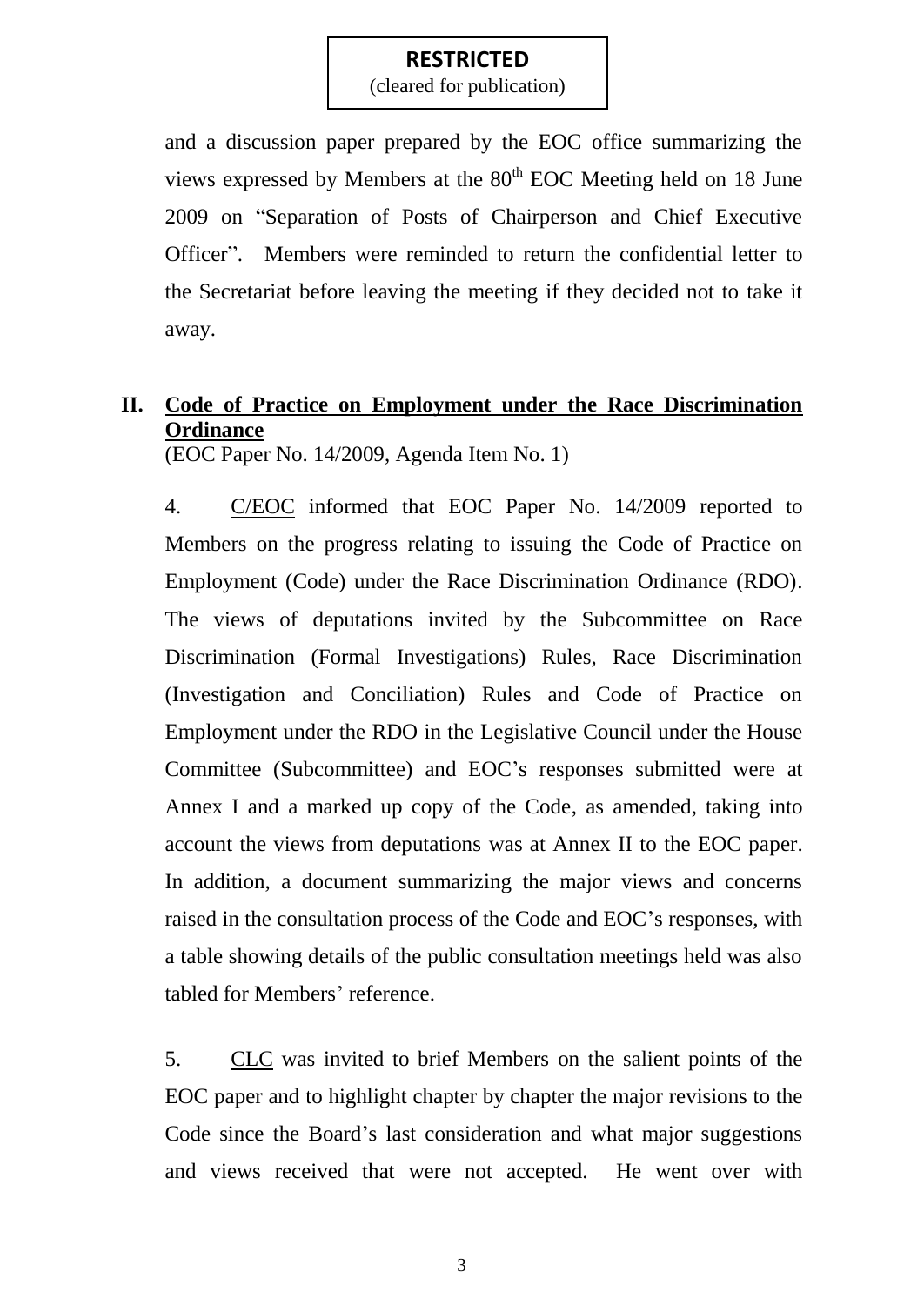**RESTRICTED**
(cleared for publication)

and a discussion paper prepared by the EOC office summarizing the views expressed by Members at the 80th EOC Meeting held on 18 June 2009 on "Separation of Posts of Chairperson and Chief Executive Officer". Members were reminded to return the confidential letter to the Secretariat before leaving the meeting if they decided not to take it away.

## II. Code of Practice on Employment under the Race Discrimination Ordinance

(EOC Paper No. 14/2009, Agenda Item No. 1)

4. C/EOC informed that EOC Paper No. 14/2009 reported to Members on the progress relating to issuing the Code of Practice on Employment (Code) under the Race Discrimination Ordinance (RDO). The views of deputations invited by the Subcommittee on Race Discrimination (Formal Investigations) Rules, Race Discrimination (Investigation and Conciliation) Rules and Code of Practice on Employment under the RDO in the Legislative Council under the House Committee (Subcommittee) and EOC's responses submitted were at Annex I and a marked up copy of the Code, as amended, taking into account the views from deputations was at Annex II to the EOC paper. In addition, a document summarizing the major views and concerns raised in the consultation process of the Code and EOC's responses, with a table showing details of the public consultation meetings held was also tabled for Members' reference.

5. CLC was invited to brief Members on the salient points of the EOC paper and to highlight chapter by chapter the major revisions to the Code since the Board's last consideration and what major suggestions and views received that were not accepted. He went over with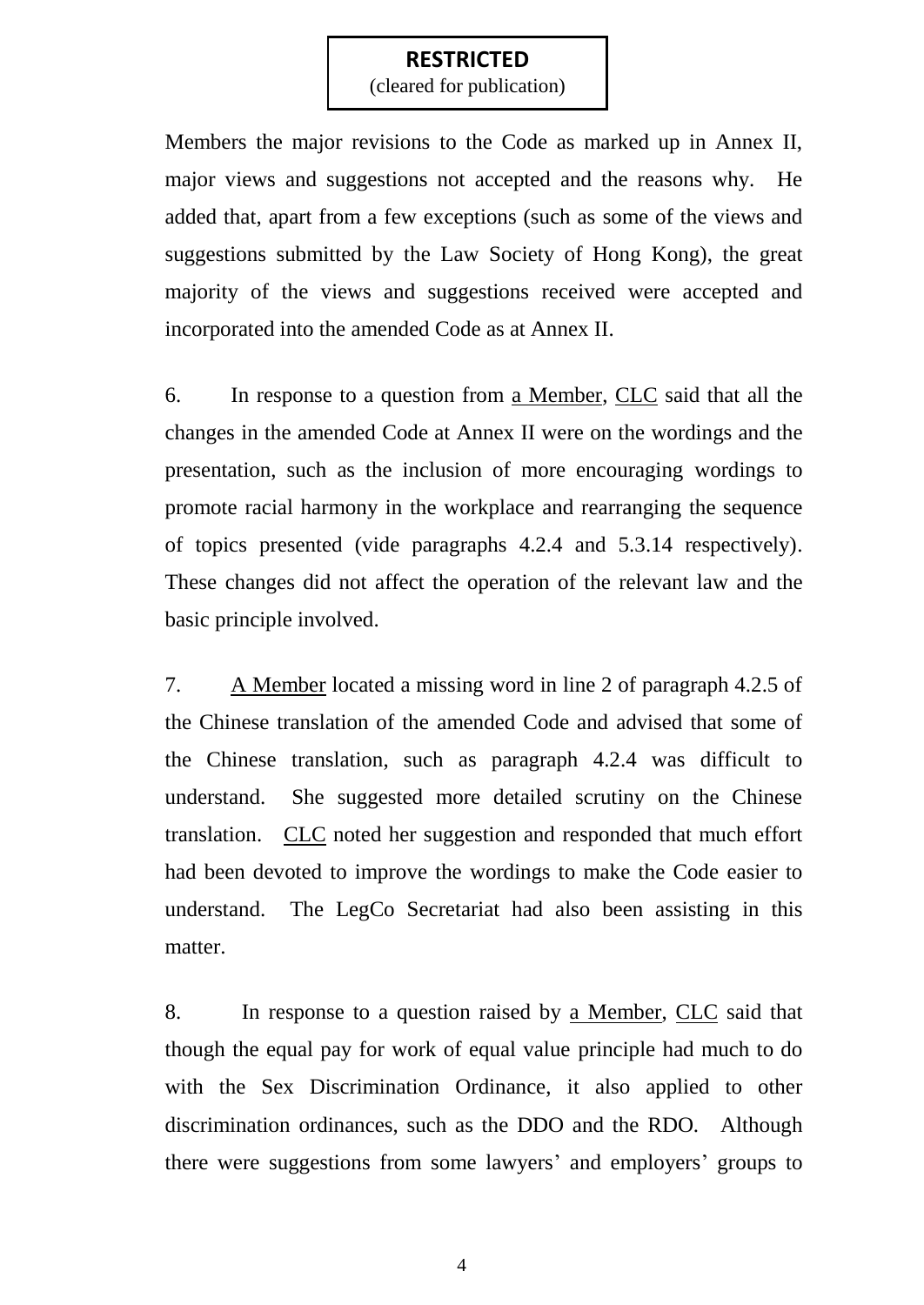**RESTRICTED**
(cleared for publication)

Members the major revisions to the Code as marked up in Annex II, major views and suggestions not accepted and the reasons why. He added that, apart from a few exceptions (such as some of the views and suggestions submitted by the Law Society of Hong Kong), the great majority of the views and suggestions received were accepted and incorporated into the amended Code as at Annex II.

6. In response to a question from a Member, CLC said that all the changes in the amended Code at Annex II were on the wordings and the presentation, such as the inclusion of more encouraging wordings to promote racial harmony in the workplace and rearranging the sequence of topics presented (vide paragraphs 4.2.4 and 5.3.14 respectively). These changes did not affect the operation of the relevant law and the basic principle involved.

7. A Member located a missing word in line 2 of paragraph 4.2.5 of the Chinese translation of the amended Code and advised that some of the Chinese translation, such as paragraph 4.2.4 was difficult to understand. She suggested more detailed scrutiny on the Chinese translation. CLC noted her suggestion and responded that much effort had been devoted to improve the wordings to make the Code easier to understand. The LegCo Secretariat had also been assisting in this matter.

8. In response to a question raised by a Member, CLC said that though the equal pay for work of equal value principle had much to do with the Sex Discrimination Ordinance, it also applied to other discrimination ordinances, such as the DDO and the RDO. Although there were suggestions from some lawyers' and employers' groups to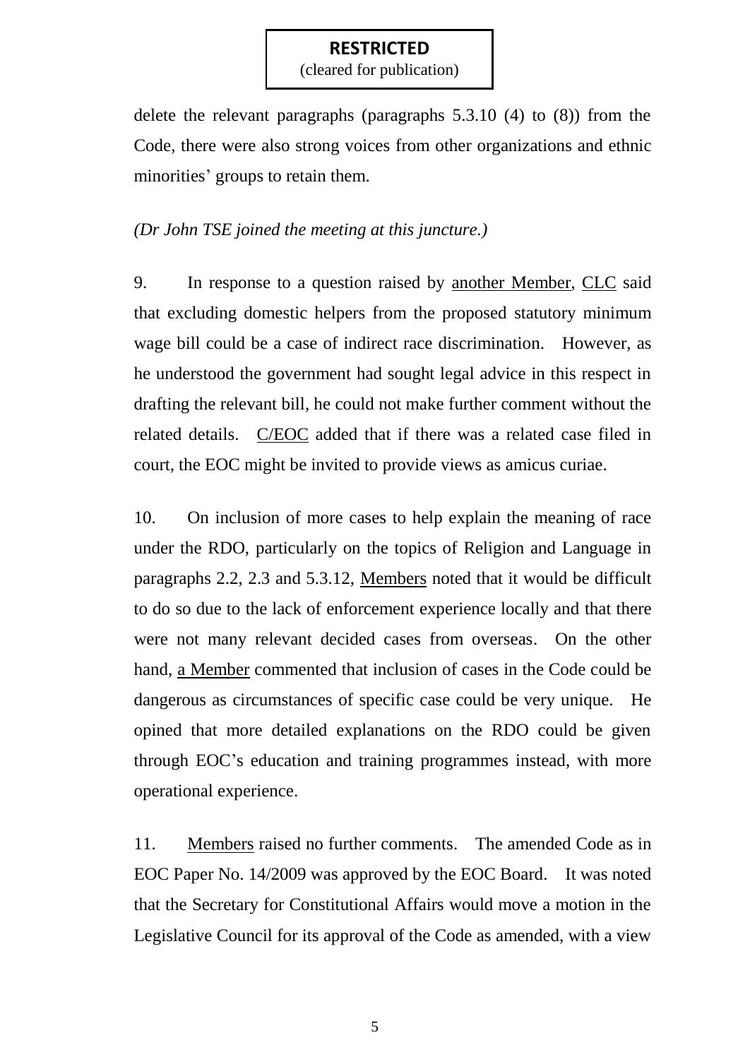**RESTRICTED**
(cleared for publication)

delete the relevant paragraphs (paragraphs 5.3.10 (4) to (8)) from the Code, there were also strong voices from other organizations and ethnic minorities' groups to retain them.

*(Dr John TSE joined the meeting at this juncture.)*

9. In response to a question raised by another Member, CLC said that excluding domestic helpers from the proposed statutory minimum wage bill could be a case of indirect race discrimination. However, as he understood the government had sought legal advice in this respect in drafting the relevant bill, he could not make further comment without the related details. C/EOC added that if there was a related case filed in court, the EOC might be invited to provide views as amicus curiae.

10. On inclusion of more cases to help explain the meaning of race under the RDO, particularly on the topics of Religion and Language in paragraphs 2.2, 2.3 and 5.3.12, Members noted that it would be difficult to do so due to the lack of enforcement experience locally and that there were not many relevant decided cases from overseas. On the other hand, a Member commented that inclusion of cases in the Code could be dangerous as circumstances of specific case could be very unique. He opined that more detailed explanations on the RDO could be given through EOC's education and training programmes instead, with more operational experience.

11. Members raised no further comments. The amended Code as in EOC Paper No. 14/2009 was approved by the EOC Board. It was noted that the Secretary for Constitutional Affairs would move a motion in the Legislative Council for its approval of the Code as amended, with a view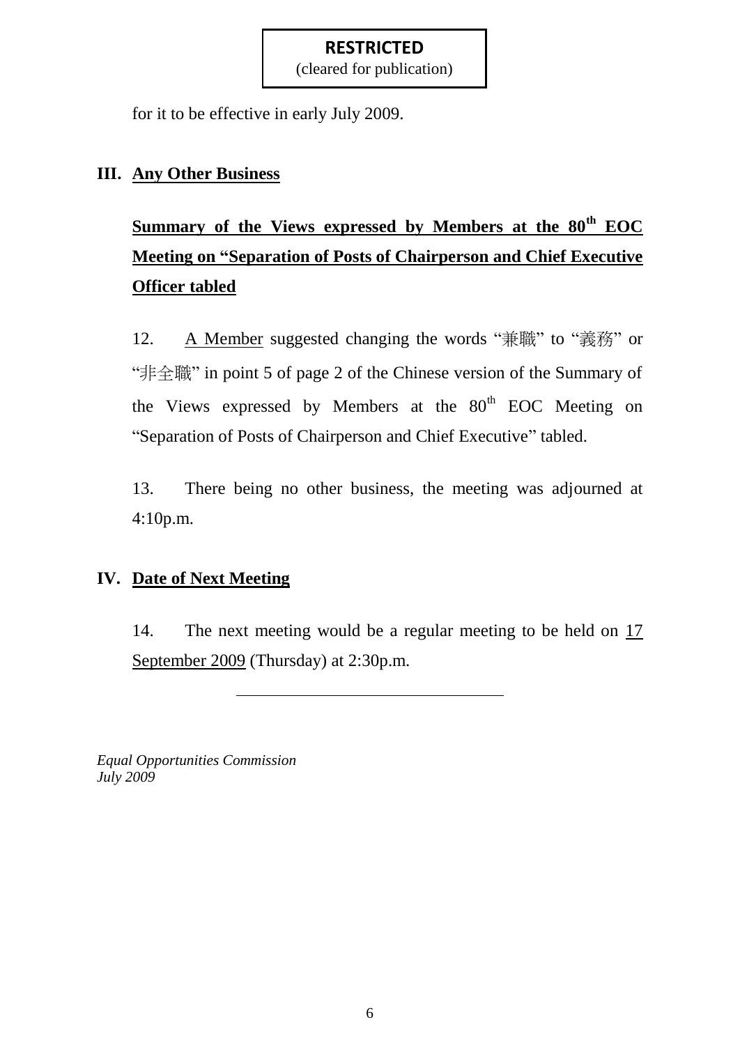**RESTRICTED**
(cleared for publication)

for it to be effective in early July 2009.

## III. Any Other Business

### Summary of the Views expressed by Members at the 80th EOC Meeting on "Separation of Posts of Chairperson and Chief Executive Officer tabled

12. A Member suggested changing the words "兼職" to "義務" or "非全職" in point 5 of page 2 of the Chinese version of the Summary of the Views expressed by Members at the 80th EOC Meeting on "Separation of Posts of Chairperson and Chief Executive" tabled.

13. There being no other business, the meeting was adjourned at 4:10p.m.

## IV. Date of Next Meeting

14. The next meeting would be a regular meeting to be held on 17 September 2009 (Thursday) at 2:30p.m.

---

*Equal Opportunities Commission*
*July 2009*